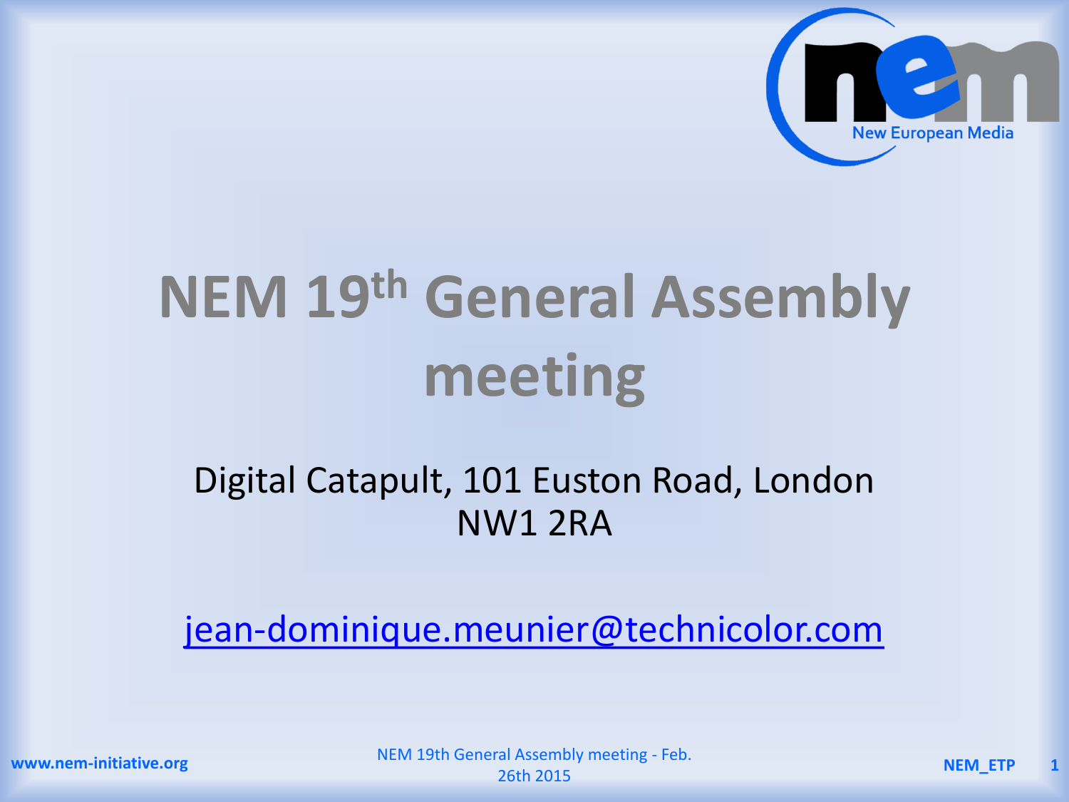# NEM 19th General Assembly meeting

Digital Catapult, 101 Euston Road, London NW1 2RA

jean-dominique.meunier@technicolor.com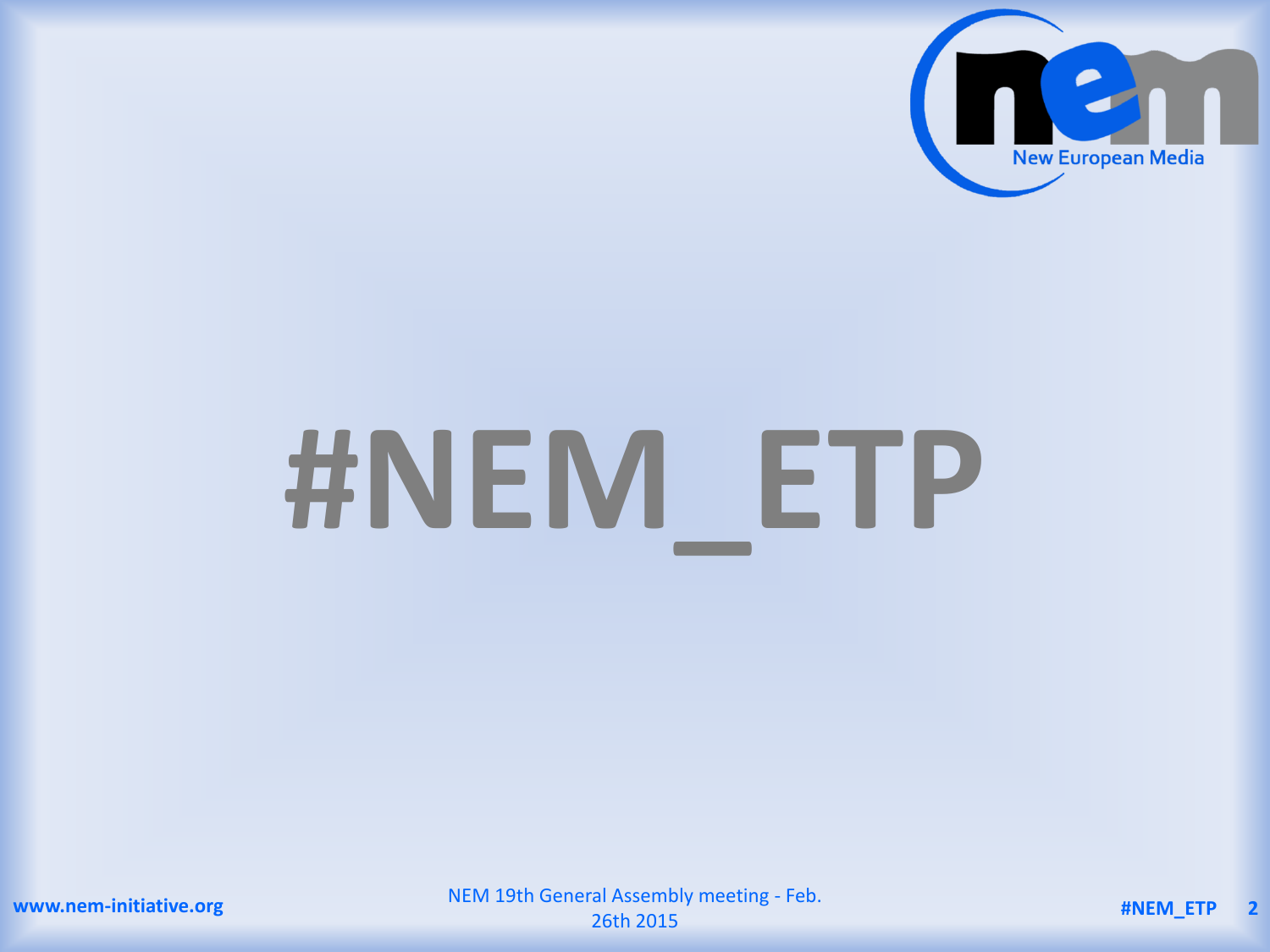# #NEM_ETP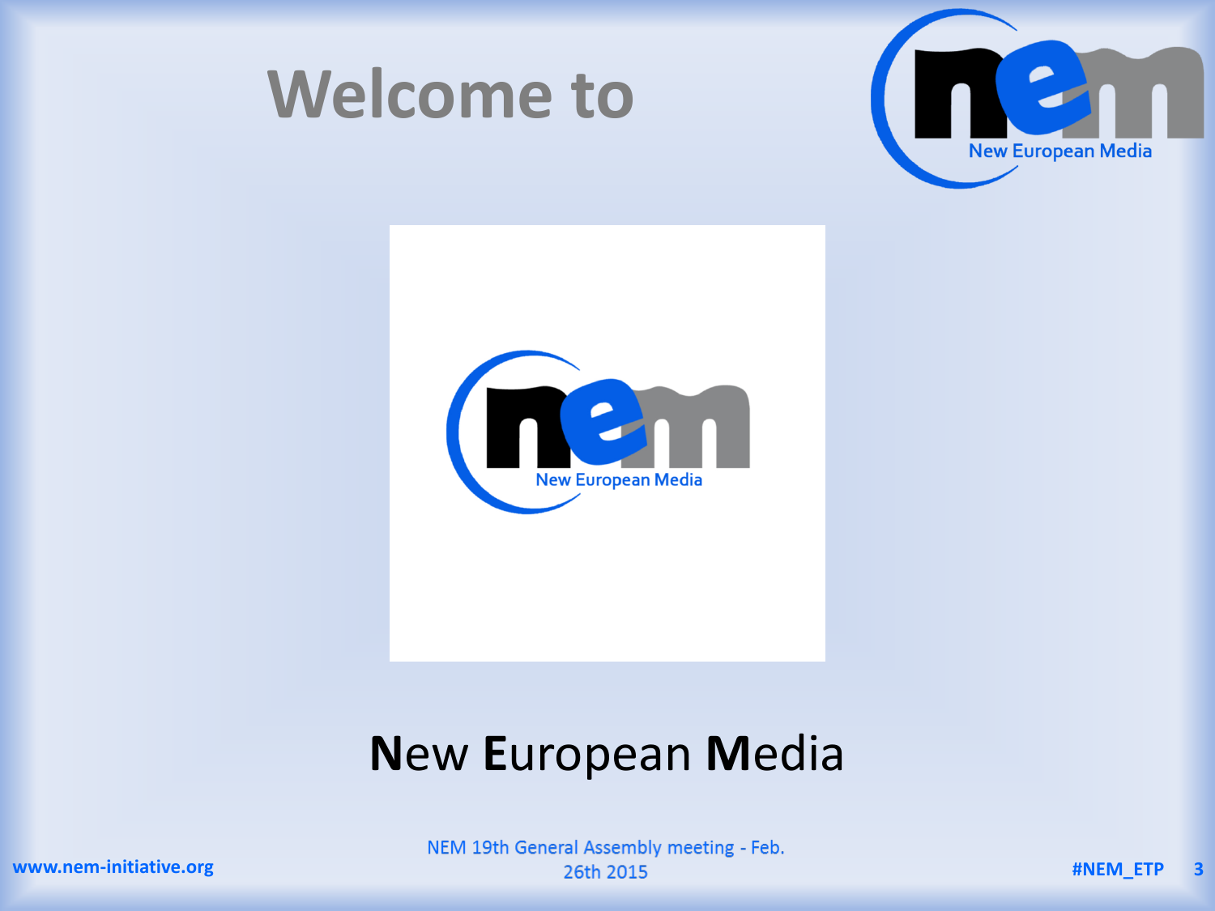# Welcome to

**N**ew **E**uropean **M**edia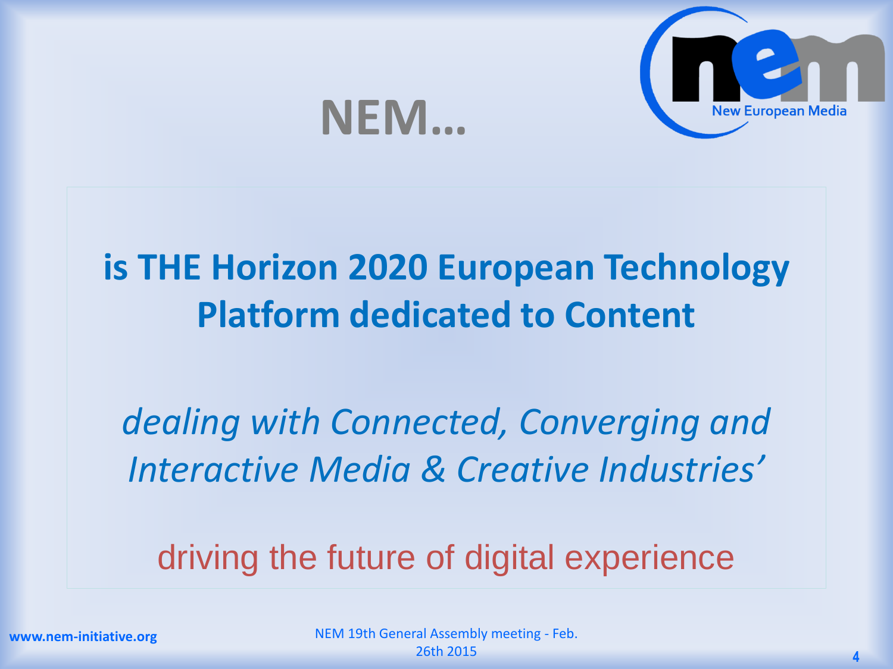# NEM…

**is THE Horizon 2020 European Technology Platform dedicated to Content**

*dealing with Connected, Converging and Interactive Media & Creative Industries'*

driving the future of digital experience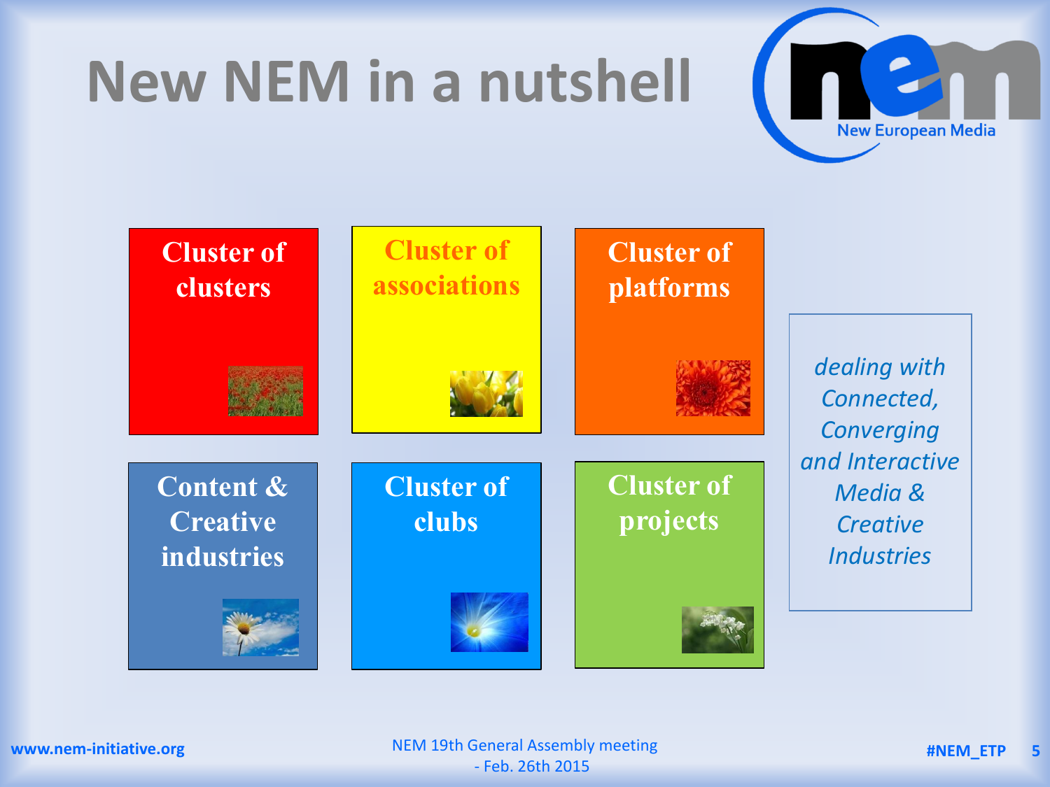# New NEM in a nutshell

- Cluster of clusters
- Cluster of associations
- Cluster of platforms
- Content & Creative industries
- Cluster of clubs
- Cluster of projects

*dealing with Connected, Converging and Interactive Media & Creative Industries*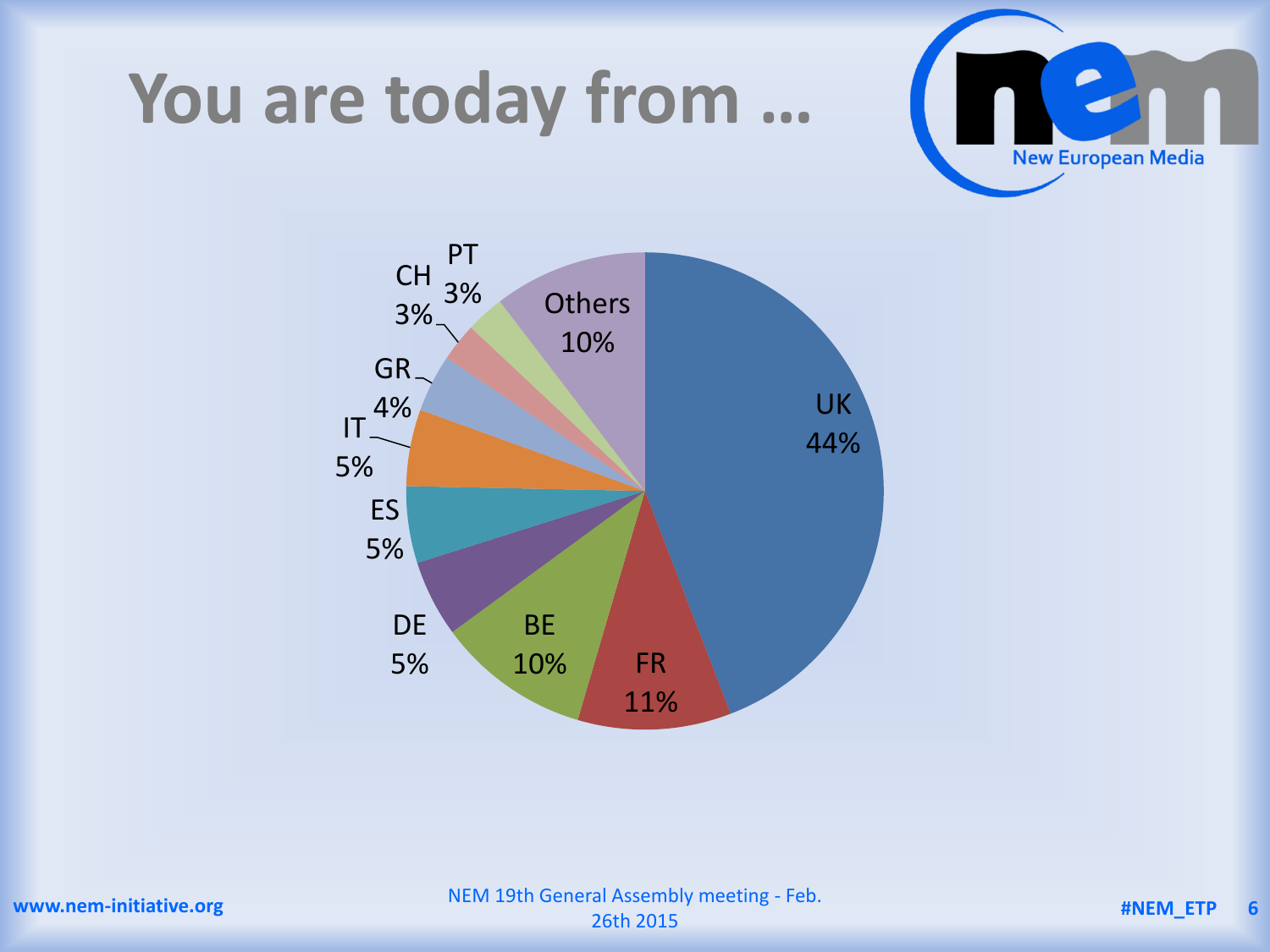# You are today from …

| Country | Share |
|---|---|
| UK | 44% |
| FR | 11% |
| BE | 10% |
| DE | 5% |
| ES | 5% |
| IT | 5% |
| GR | 4% |
| CH | 3% |
| PT | 3% |
| Others | 10% |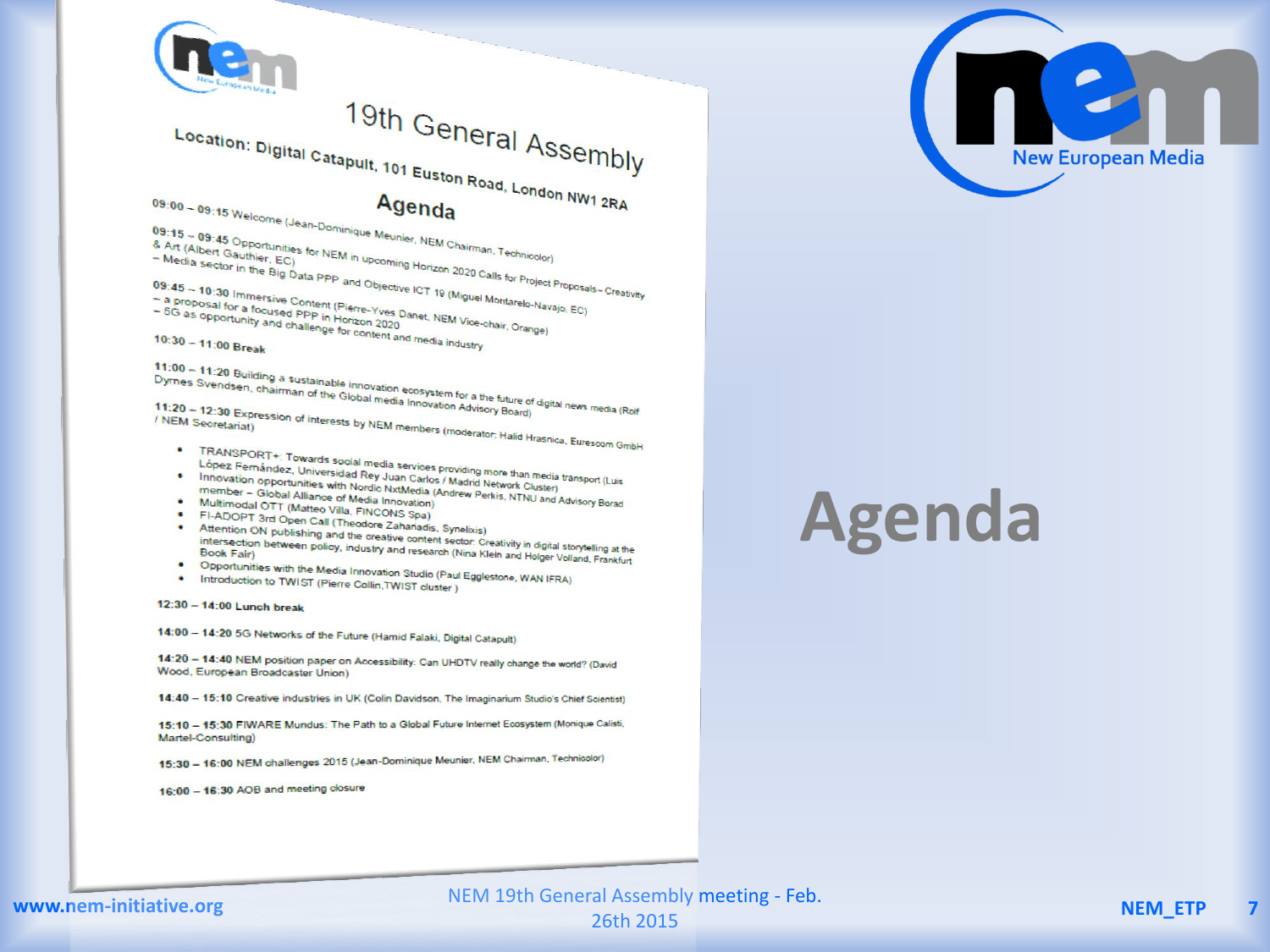# Agenda

## 19th General Assembly

**Location: Digital Catapult, 101 Euston Road, London NW1 2RA**

### Agenda

**09:00 – 09:15** Welcome (Jean-Dominique Meunier, NEM Chairman, Technicolor)

**09:15 – 09:45** Opportunities for NEM in upcoming Horizon 2020 Calls for Project Proposals – Creativity & Art (Albert Gauthier, EC)
– Media sector in the Big Data PPP and Objective ICT 19 (Miguel Montarelo-Navajo, EC)

**09:45 – 10:30** Immersive Content (Pierre-Yves Danet, NEM Vice-chair, Orange)
– a proposal for a focused PPP in Horizon 2020
– 5G as opportunity and challenge for content and media industry

**10:30 – 11:00 Break**

**11:00 – 11:20** Building a sustainable innovation ecosystem for a the future of digital news media (Rolf Dyrnes Svendsen, chairman of the Global media Innovation Advisory Board)

**11:20 – 12:30** Expression of interests by NEM members (moderator: Halid Hrasnica, Eurescom GmbH / NEM Secretariat)

- TRANSPORT+: Towards social media services providing more than media transport (Luis López Fernández, Universidad Rey Juan Carlos / Madrid Network Cluster)
- Innovation opportunities with Nordic NxtMedia (Andrew Perkis, NTNU and Advisory Borad member – Global Alliance of Media Innovation)
- Multimodal OTT (Matteo Villa, FINCONS Spa)
- FI-ADOPT 3rd Open Call (Theodore Zahariadis, Synelixis)
- Attention ON publishing and the creative content sector. Creativity in digital storytelling at the intersection between policy, industry and research (Nina Klein and Holger Volland, Frankfurt Book Fair)
- Opportunities with the Media Innovation Studio (Paul Egglestone, WAN IFRA)
- Introduction to TWIST (Pierre Collin,TWIST cluster )

**12:30 – 14:00 Lunch break**

**14:00 – 14:20** 5G Networks of the Future (Hamid Falaki, Digital Catapult)

**14:20 – 14:40** NEM position paper on Accessibility: Can UHDTV really change the world? (David Wood, European Broadcaster Union)

**14:40 – 15:10** Creative industries in UK (Colin Davidson, The Imaginarium Studio's Chief Scientist)

**15:10 – 15:30** FIWARE Mundus: The Path to a Global Future Internet Ecosystem (Monique Calisti, Martel-Consulting)

**15:30 – 16:00** NEM challenges 2015 (Jean-Dominique Meunier, NEM Chairman, Technicolor)

**16:00 – 16:30** AOB and meeting closure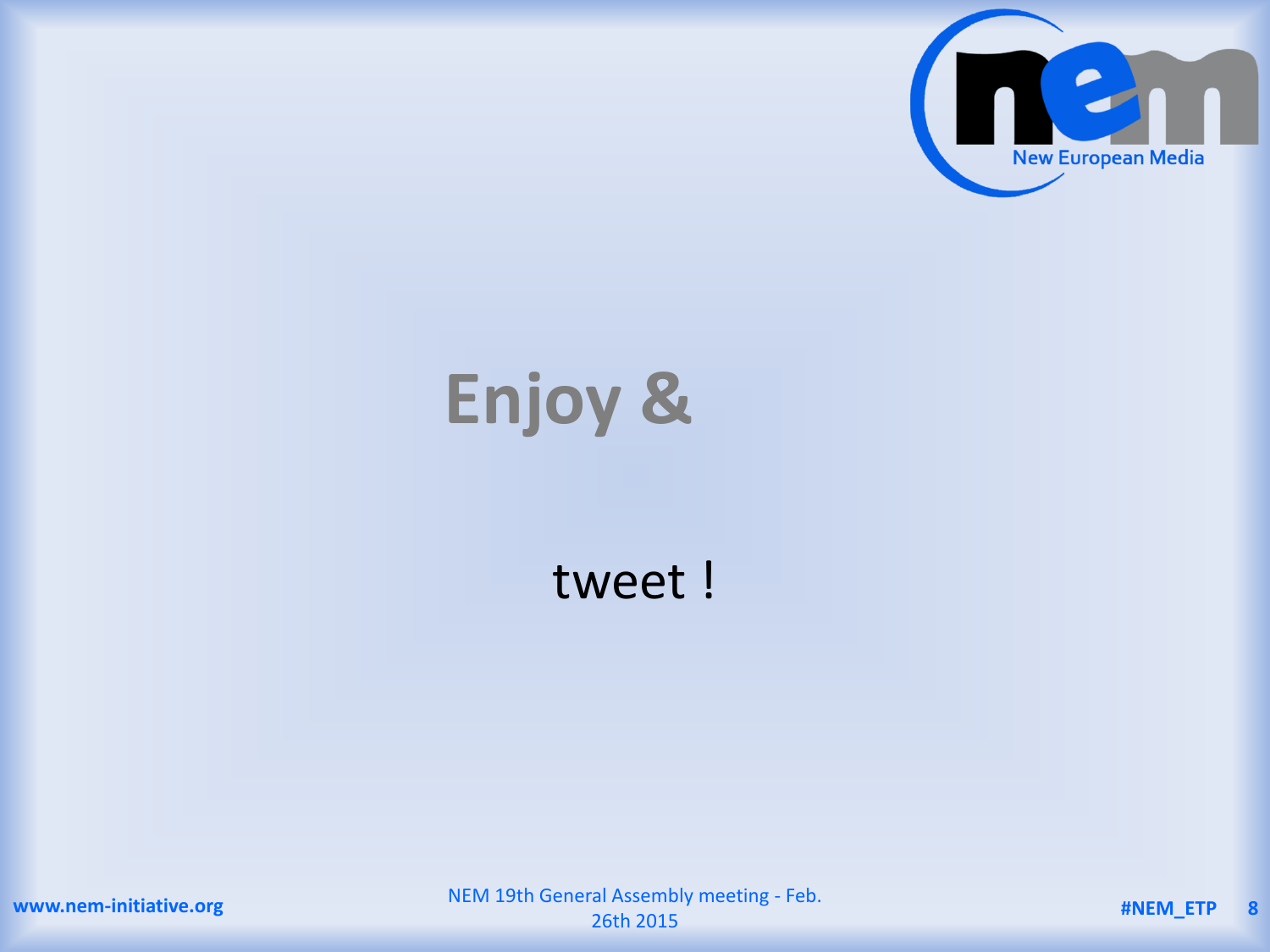# Enjoy &

tweet !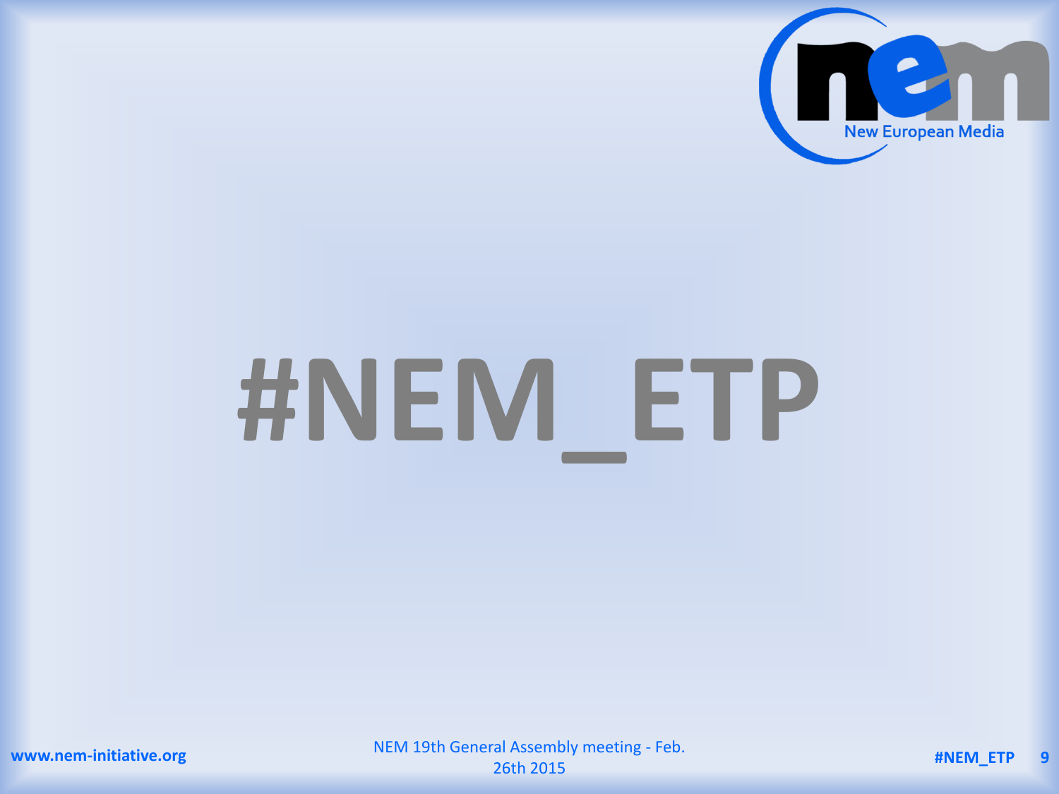# #NEM_ETP